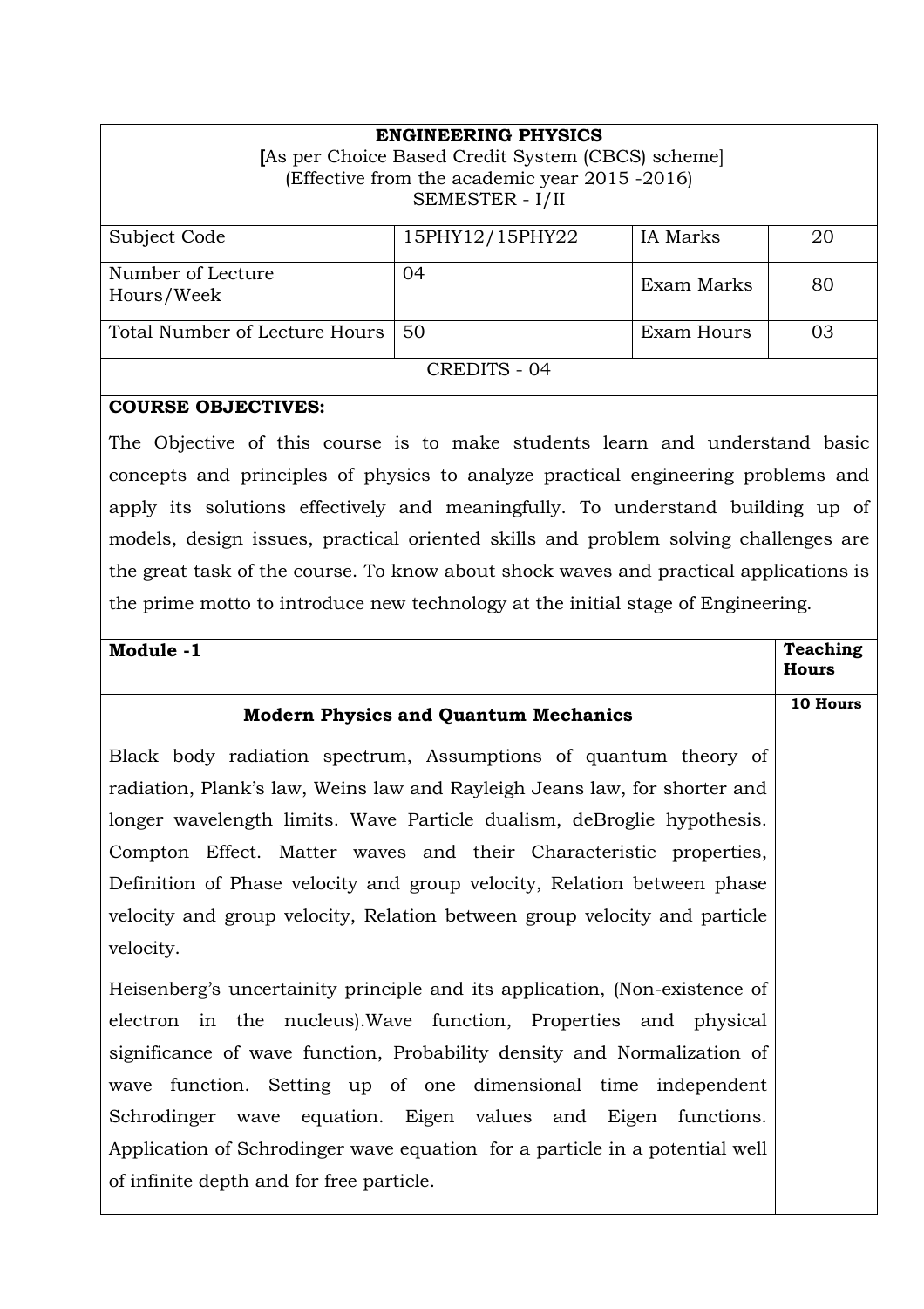**ENGINEERING PHYSICS**

[As per Choice Based Credit System (CBCS) scheme]

(Effective from the academic year 2015 -2016)

SEMESTER - I/II

| Subject Code | 15PHY12/15PHY22 | IA Marks | 20 |
|---|---|---|---|
| Number of Lecture Hours/Week | 04 | Exam Marks | 80 |
| Total Number of Lecture Hours | 50 | Exam Hours | 03 |

CREDITS - 04

**COURSE OBJECTIVES:**

The Objective of this course is to make students learn and understand basic concepts and principles of physics to analyze practical engineering problems and apply its solutions effectively and meaningfully. To understand building up of models, design issues, practical oriented skills and problem solving challenges are the great task of the course. To know about shock waves and practical applications is the prime motto to introduce new technology at the initial stage of Engineering.

| **Module -1** | **Teaching Hours** |
|---|---|
| **Modern Physics and Quantum Mechanics**<br><br>Black body radiation spectrum, Assumptions of quantum theory of radiation, Plank's law, Weins law and Rayleigh Jeans law, for shorter and longer wavelength limits. Wave Particle dualism, deBroglie hypothesis. Compton Effect. Matter waves and their Characteristic properties, Definition of Phase velocity and group velocity, Relation between phase velocity and group velocity, Relation between group velocity and particle velocity.<br><br>Heisenberg's uncertainity principle and its application, (Non-existence of electron in the nucleus).Wave function, Properties and physical significance of wave function, Probability density and Normalization of wave function. Setting up of one dimensional time independent Schrodinger wave equation. Eigen values and Eigen functions. Application of Schrodinger wave equation for a particle in a potential well of infinite depth and for free particle. | **10 Hours** |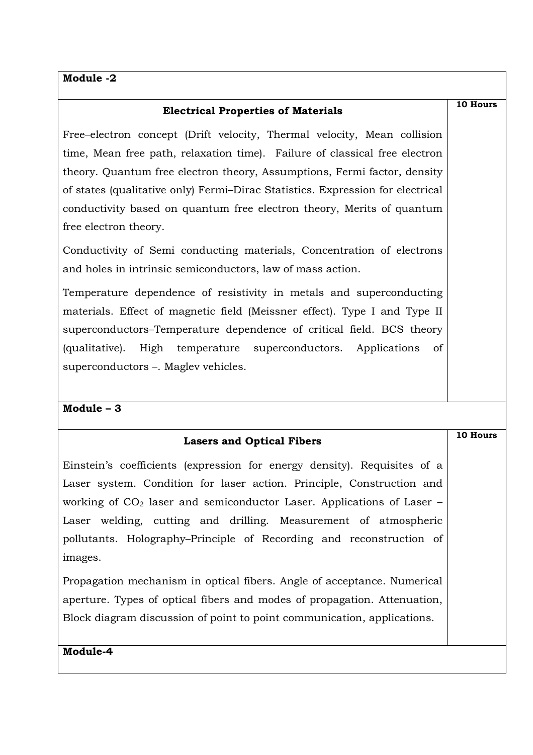| Module -2 | |
|---|---|
| **Electrical Properties of Materials**<br><br>Free–electron concept (Drift velocity, Thermal velocity, Mean collision time, Mean free path, relaxation time). Failure of classical free electron theory. Quantum free electron theory, Assumptions, Fermi factor, density of states (qualitative only) Fermi–Dirac Statistics. Expression for electrical conductivity based on quantum free electron theory, Merits of quantum free electron theory.<br><br>Conductivity of Semi conducting materials, Concentration of electrons and holes in intrinsic semiconductors, law of mass action.<br><br>Temperature dependence of resistivity in metals and superconducting materials. Effect of magnetic field (Meissner effect). Type I and Type II superconductors–Temperature dependence of critical field. BCS theory (qualitative). High temperature superconductors. Applications of superconductors –. Maglev vehicles. | **10 Hours** |
| **Module – 3** | |
| **Lasers and Optical Fibers**<br><br>Einstein's coefficients (expression for energy density). Requisites of a Laser system. Condition for laser action. Principle, Construction and working of $CO_2$ laser and semiconductor Laser. Applications of Laser – Laser welding, cutting and drilling. Measurement of atmospheric pollutants. Holography–Principle of Recording and reconstruction of images.<br><br>Propagation mechanism in optical fibers. Angle of acceptance. Numerical aperture. Types of optical fibers and modes of propagation. Attenuation, Block diagram discussion of point to point communication, applications. | **10 Hours** |
| **Module-4** | |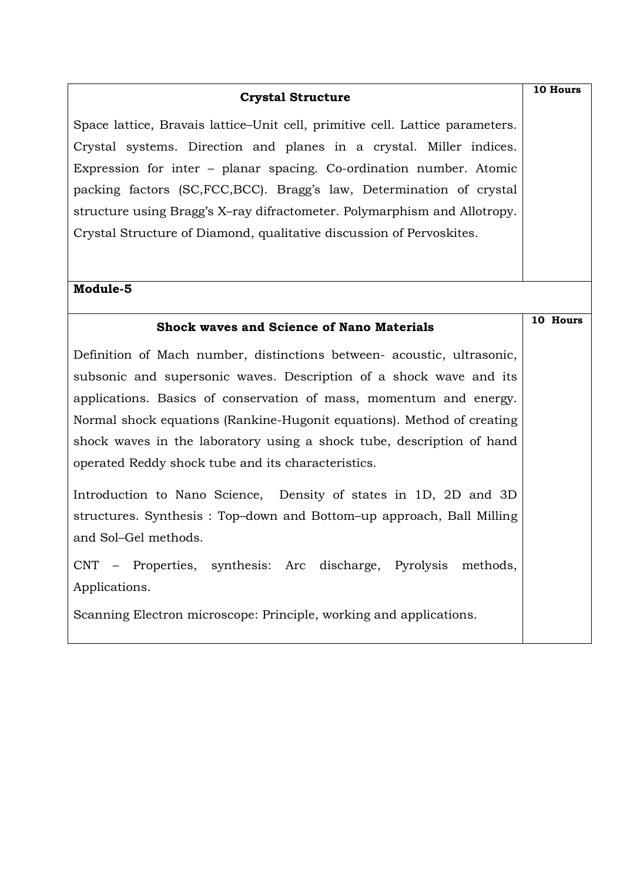| Crystal Structure | 10 Hours |
|---|---|
| Space lattice, Bravais lattice–Unit cell, primitive cell. Lattice parameters. Crystal systems. Direction and planes in a crystal. Miller indices. Expression for inter – planar spacing. Co-ordination number. Atomic packing factors (SC,FCC,BCC). Bragg's law, Determination of crystal structure using Bragg's X–ray difractometer. Polymarphism and Allotropy. Crystal Structure of Diamond, qualitative discussion of Pervoskites. | |

**Module-5**

| Shock waves and Science of Nano Materials | 10 Hours |
|---|---|
| Definition of Mach number, distinctions between- acoustic, ultrasonic, subsonic and supersonic waves. Description of a shock wave and its applications. Basics of conservation of mass, momentum and energy. Normal shock equations (Rankine-Hugonit equations). Method of creating shock waves in the laboratory using a shock tube, description of hand operated Reddy shock tube and its characteristics.<br><br>Introduction to Nano Science, Density of states in 1D, 2D and 3D structures. Synthesis : Top–down and Bottom–up approach, Ball Milling and Sol–Gel methods.<br><br>CNT – Properties, synthesis: Arc discharge, Pyrolysis methods, Applications.<br><br>Scanning Electron microscope: Principle, working and applications. | |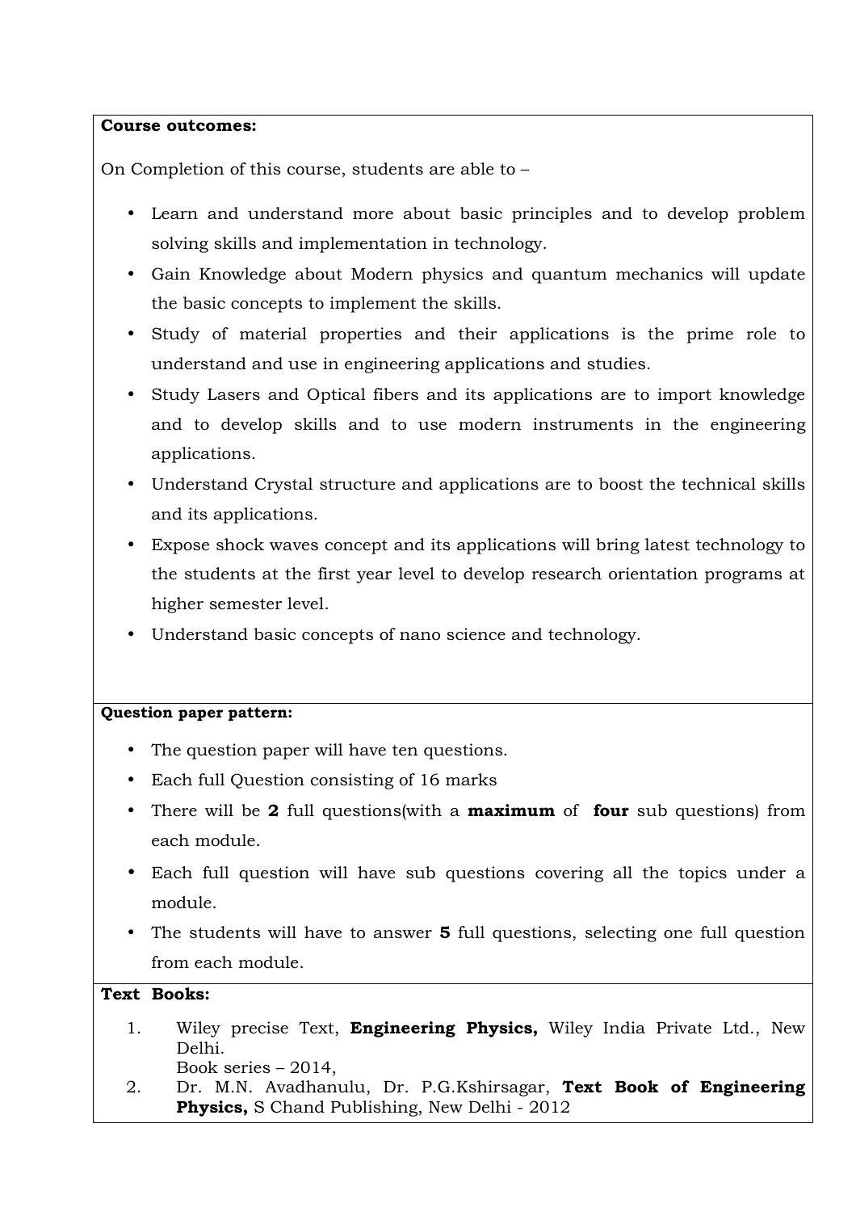**Course outcomes:**

On Completion of this course, students are able to –

- Learn and understand more about basic principles and to develop problem solving skills and implementation in technology.
- Gain Knowledge about Modern physics and quantum mechanics will update the basic concepts to implement the skills.
- Study of material properties and their applications is the prime role to understand and use in engineering applications and studies.
- Study Lasers and Optical fibers and its applications are to import knowledge and to develop skills and to use modern instruments in the engineering applications.
- Understand Crystal structure and applications are to boost the technical skills and its applications.
- Expose shock waves concept and its applications will bring latest technology to the students at the first year level to develop research orientation programs at higher semester level.
- Understand basic concepts of nano science and technology.

**Question paper pattern:**

- The question paper will have ten questions.
- Each full Question consisting of 16 marks
- There will be **2** full questions(with a **maximum** of **four** sub questions) from each module.
- Each full question will have sub questions covering all the topics under a module.
- The students will have to answer **5** full questions, selecting one full question from each module.

**Text Books:**

1. Wiley precise Text, **Engineering Physics,** Wiley India Private Ltd., New Delhi.
   Book series – 2014,
2. Dr. M.N. Avadhanulu, Dr. P.G.Kshirsagar, **Text Book of Engineering Physics,** S Chand Publishing, New Delhi - 2012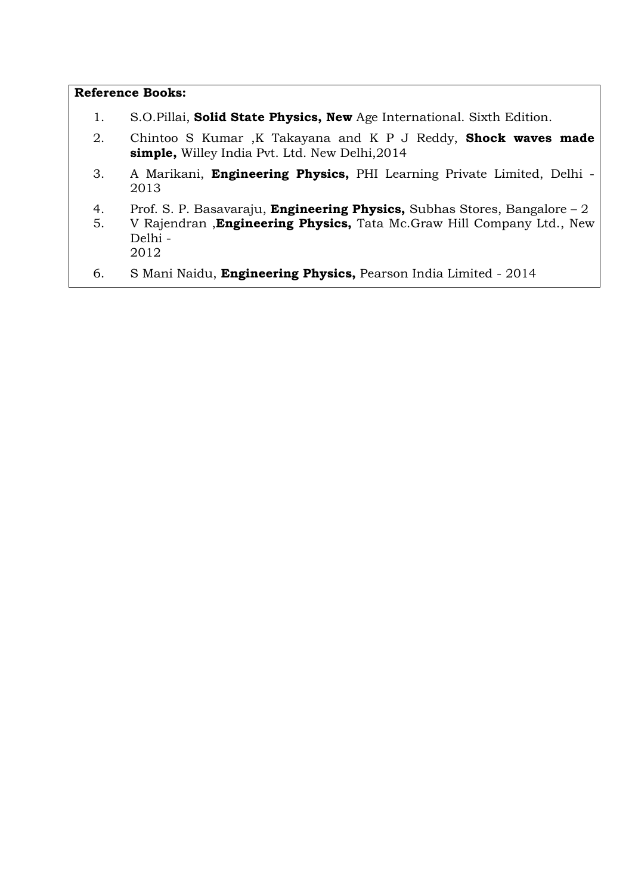**Reference Books:**

1. S.O.Pillai, **Solid State Physics, New** Age International. Sixth Edition.
2. Chintoo S Kumar ,K Takayana and K P J Reddy, **Shock waves made simple,** Willey India Pvt. Ltd. New Delhi,2014
3. A Marikani, **Engineering Physics,** PHI Learning Private Limited, Delhi - 2013
4. Prof. S. P. Basavaraju, **Engineering Physics,** Subhas Stores, Bangalore – 2
5. V Rajendran ,**Engineering Physics,** Tata Mc.Graw Hill Company Ltd., New Delhi - 2012
6. S Mani Naidu, **Engineering Physics,** Pearson India Limited - 2014